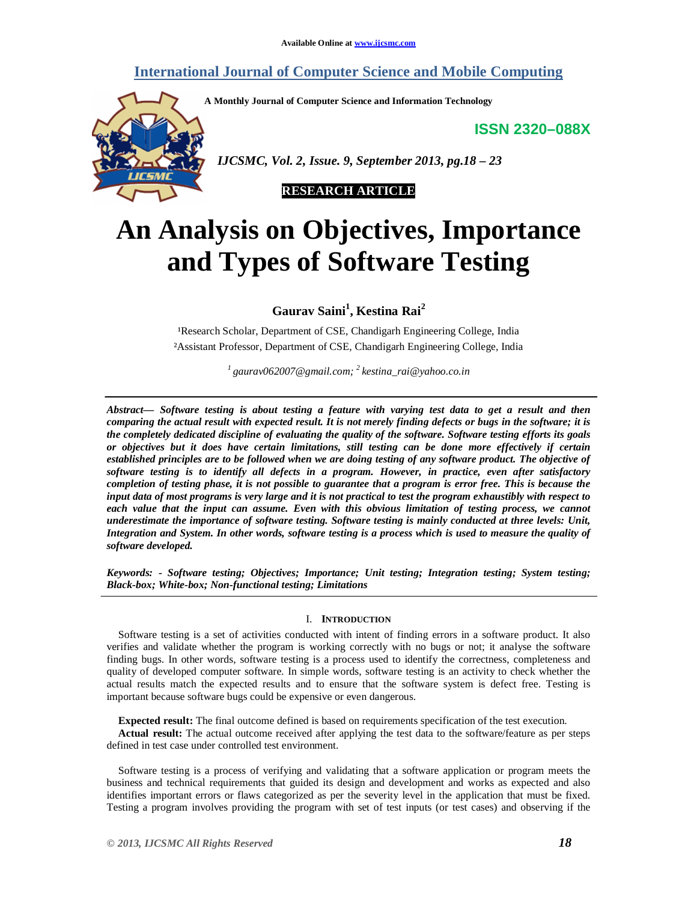Available Online at www.ijcsmc.com

**International Journal of Computer Science and Mobile Computing**

**A Monthly Journal of Computer Science and Information Technology**

**ISSN 2320–088X**

*IJCSMC, Vol. 2, Issue. 9, September 2013, pg.18 – 23*

**RESEARCH ARTICLE**

# An Analysis on Objectives, Importance and Types of Software Testing

**Gaurav Saini[1], Kestina Rai[2]**

[1]Research Scholar, Department of CSE, Chandigarh Engineering College, India
[2]Assistant Professor, Department of CSE, Chandigarh Engineering College, India

*[1] gaurav062007@gmail.com; [2] kestina_rai@yahoo.co.in*

***Abstract— Software testing is about testing a feature with varying test data to get a result and then comparing the actual result with expected result. It is not merely finding defects or bugs in the software; it is the completely dedicated discipline of evaluating the quality of the software. Software testing efforts its goals or objectives but it does have certain limitations, still testing can be done more effectively if certain established principles are to be followed when we are doing testing of any software product. The objective of software testing is to identify all defects in a program. However, in practice, even after satisfactory completion of testing phase, it is not possible to guarantee that a program is error free. This is because the input data of most programs is very large and it is not practical to test the program exhaustibly with respect to each value that the input can assume. Even with this obvious limitation of testing process, we cannot underestimate the importance of software testing. Software testing is mainly conducted at three levels: Unit, Integration and System. In other words, software testing is a process which is used to measure the quality of software developed.***

***Keywords: - Software testing; Objectives; Importance; Unit testing; Integration testing; System testing; Black-box; White-box; Non-functional testing; Limitations***

## I. Introduction

Software testing is a set of activities conducted with intent of finding errors in a software product. It also verifies and validate whether the program is working correctly with no bugs or not; it analyse the software finding bugs. In other words, software testing is a process used to identify the correctness, completeness and quality of developed computer software. In simple words, software testing is an activity to check whether the actual results match the expected results and to ensure that the software system is defect free. Testing is important because software bugs could be expensive or even dangerous.

**Expected result:** The final outcome defined is based on requirements specification of the test execution.
**Actual result:** The actual outcome received after applying the test data to the software/feature as per steps defined in test case under controlled test environment.

Software testing is a process of verifying and validating that a software application or program meets the business and technical requirements that guided its design and development and works as expected and also identifies important errors or flaws categorized as per the severity level in the application that must be fixed. Testing a program involves providing the program with set of test inputs (or test cases) and observing if the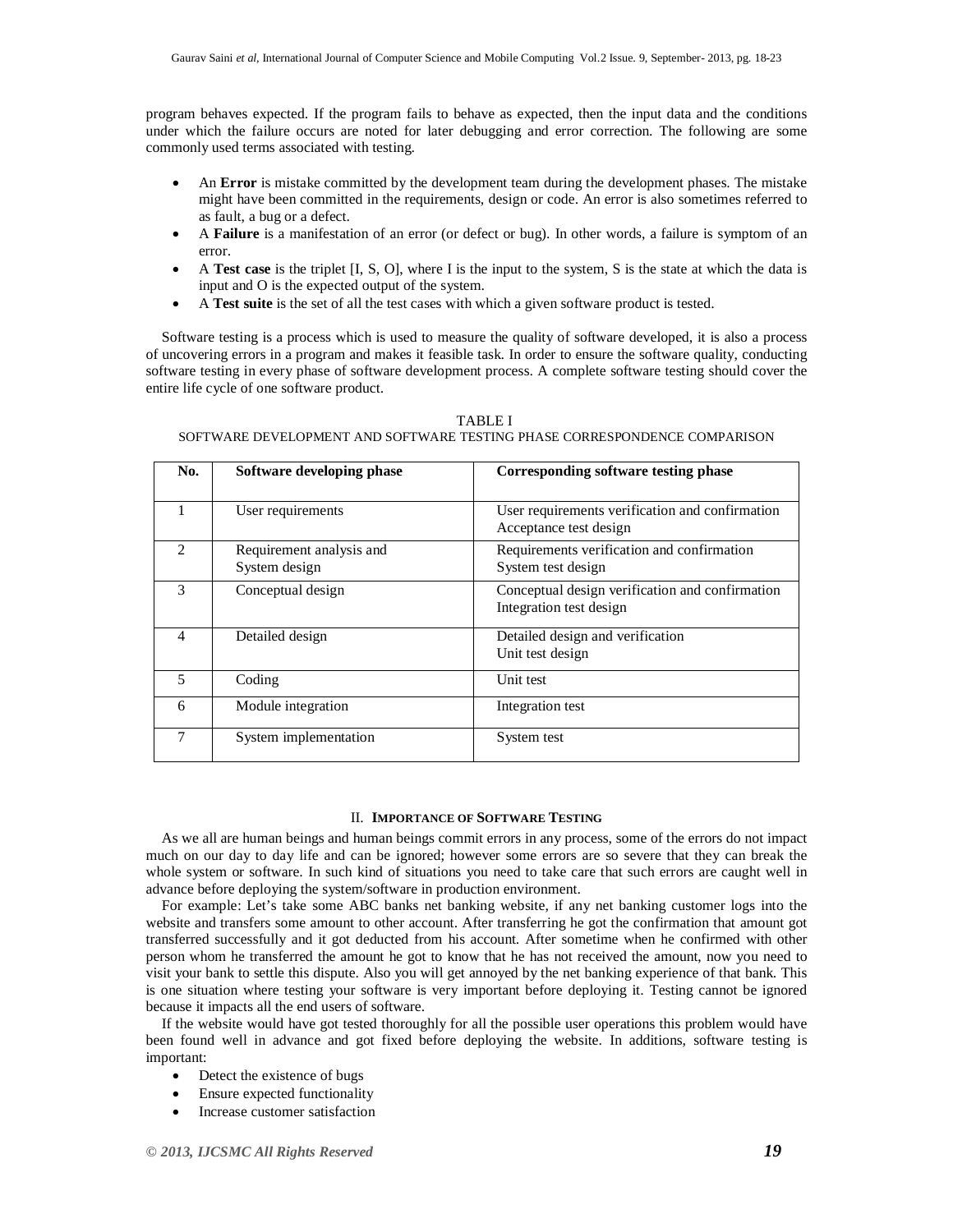program behaves expected. If the program fails to behave as expected, then the input data and the conditions under which the failure occurs are noted for later debugging and error correction. The following are some commonly used terms associated with testing.

- An **Error** is mistake committed by the development team during the development phases. The mistake might have been committed in the requirements, design or code. An error is also sometimes referred to as fault, a bug or a defect.
- A **Failure** is a manifestation of an error (or defect or bug). In other words, a failure is symptom of an error.
- A **Test case** is the triplet [I, S, O], where I is the input to the system, S is the state at which the data is input and O is the expected output of the system.
- A **Test suite** is the set of all the test cases with which a given software product is tested.

Software testing is a process which is used to measure the quality of software developed, it is also a process of uncovering errors in a program and makes it feasible task. In order to ensure the software quality, conducting software testing in every phase of software development process. A complete software testing should cover the entire life cycle of one software product.

TABLE I
SOFTWARE DEVELOPMENT AND SOFTWARE TESTING PHASE CORRESPONDENCE COMPARISON

| No. | Software developing phase | Corresponding software testing phase |
|---|---|---|
| 1 | User requirements | User requirements verification and confirmation<br>Acceptance test design |
| 2 | Requirement analysis and<br>System design | Requirements verification and confirmation<br>System test design |
| 3 | Conceptual design | Conceptual design verification and confirmation<br>Integration test design |
| 4 | Detailed design | Detailed design and verification<br>Unit test design |
| 5 | Coding | Unit test |
| 6 | Module integration | Integration test |
| 7 | System implementation | System test |

## II. Importance of Software Testing

As we all are human beings and human beings commit errors in any process, some of the errors do not impact much on our day to day life and can be ignored; however some errors are so severe that they can break the whole system or software. In such kind of situations you need to take care that such errors are caught well in advance before deploying the system/software in production environment.

For example: Let's take some ABC banks net banking website, if any net banking customer logs into the website and transfers some amount to other account. After transferring he got the confirmation that amount got transferred successfully and it got deducted from his account. After sometime when he confirmed with other person whom he transferred the amount he got to know that he has not received the amount, now you need to visit your bank to settle this dispute. Also you will get annoyed by the net banking experience of that bank. This is one situation where testing your software is very important before deploying it. Testing cannot be ignored because it impacts all the end users of software.

If the website would have got tested thoroughly for all the possible user operations this problem would have been found well in advance and got fixed before deploying the website. In additions, software testing is important:

- Detect the existence of bugs
- Ensure expected functionality
- Increase customer satisfaction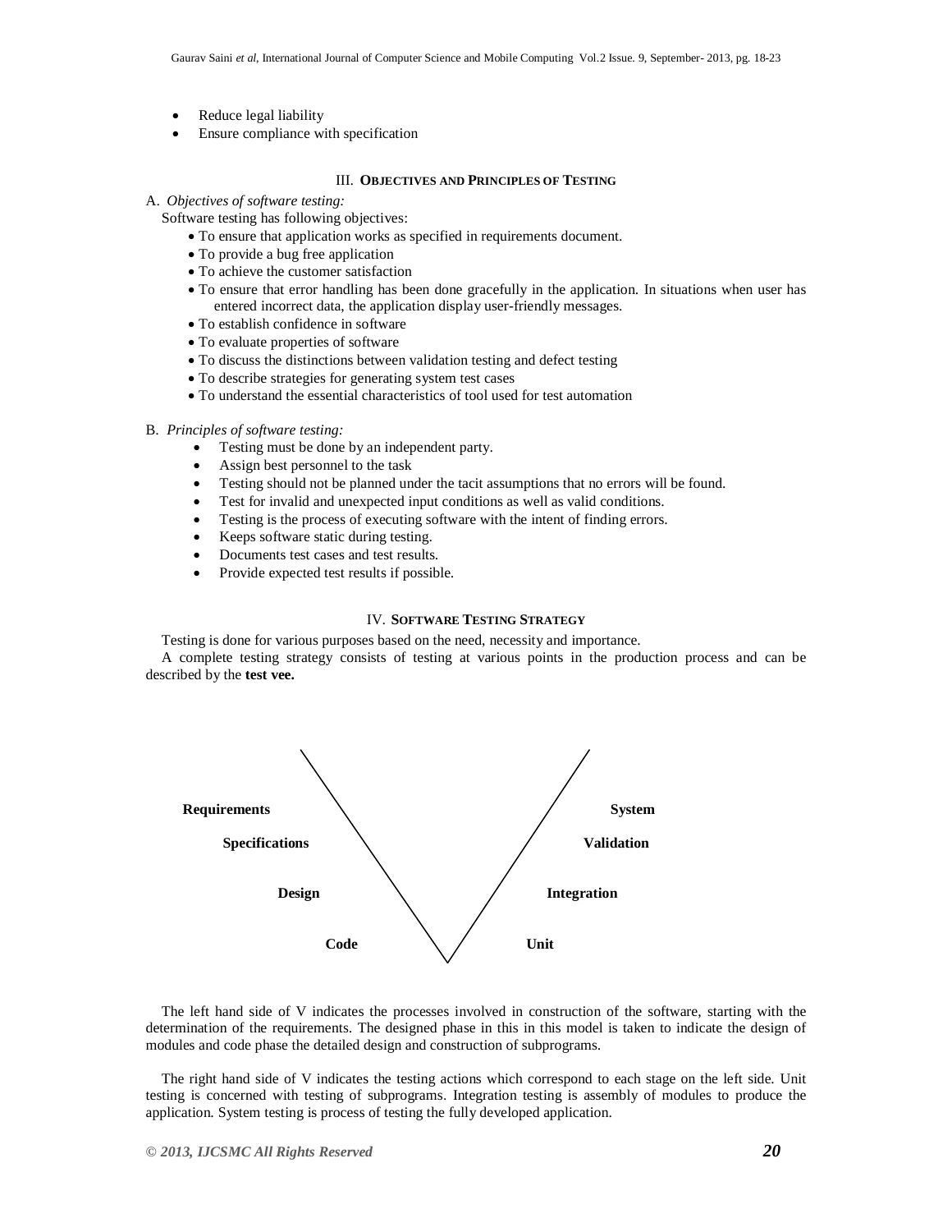- Reduce legal liability
- Ensure compliance with specification

## III. Objectives and Principles of Testing

### A. *Objectives of software testing:*

Software testing has following objectives:

- To ensure that application works as specified in requirements document.
- To provide a bug free application
- To achieve the customer satisfaction
- To ensure that error handling has been done gracefully in the application. In situations when user has entered incorrect data, the application display user-friendly messages.
- To establish confidence in software
- To evaluate properties of software
- To discuss the distinctions between validation testing and defect testing
- To describe strategies for generating system test cases
- To understand the essential characteristics of tool used for test automation

### B. *Principles of software testing:*

- Testing must be done by an independent party.
- Assign best personnel to the task
- Testing should not be planned under the tacit assumptions that no errors will be found.
- Test for invalid and unexpected input conditions as well as valid conditions.
- Testing is the process of executing software with the intent of finding errors.
- Keeps software static during testing.
- Documents test cases and test results.
- Provide expected test results if possible.

## IV. Software Testing Strategy

Testing is done for various purposes based on the need, necessity and importance.

A complete testing strategy consists of testing at various points in the production process and can be described by the **test vee.**

**Requirements**

**Specifications**

**Design**

**Code**

**System**

**Validation**

**Integration**

**Unit**

The left hand side of V indicates the processes involved in construction of the software, starting with the determination of the requirements. The designed phase in this in this model is taken to indicate the design of modules and code phase the detailed design and construction of subprograms.

The right hand side of V indicates the testing actions which correspond to each stage on the left side. Unit testing is concerned with testing of subprograms. Integration testing is assembly of modules to produce the application. System testing is process of testing the fully developed application.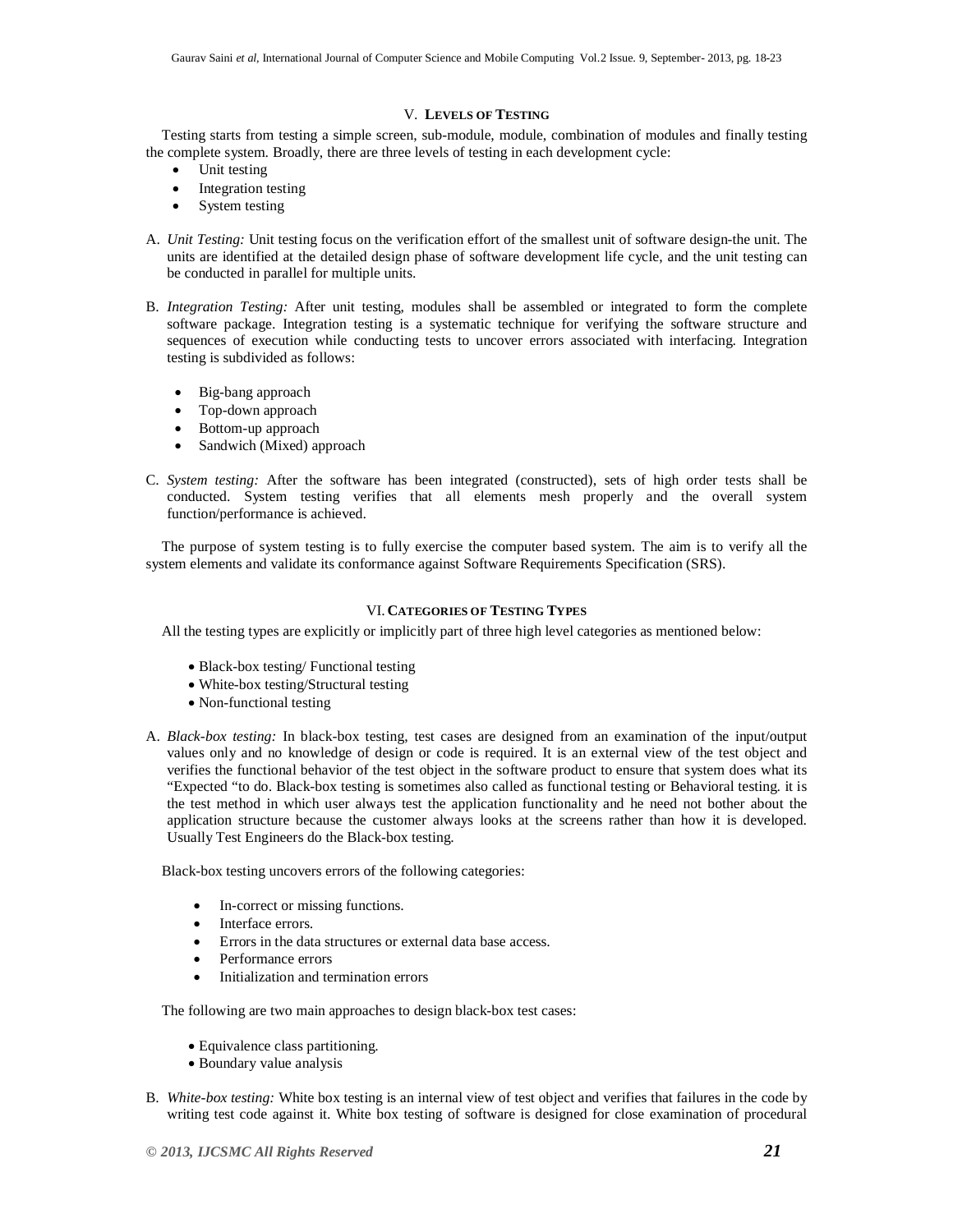## V. LEVELS OF TESTING

Testing starts from testing a simple screen, sub-module, module, combination of modules and finally testing the complete system. Broadly, there are three levels of testing in each development cycle:

- Unit testing
- Integration testing
- System testing

A. *Unit Testing:* Unit testing focus on the verification effort of the smallest unit of software design-the unit. The units are identified at the detailed design phase of software development life cycle, and the unit testing can be conducted in parallel for multiple units.

B. *Integration Testing:* After unit testing, modules shall be assembled or integrated to form the complete software package. Integration testing is a systematic technique for verifying the software structure and sequences of execution while conducting tests to uncover errors associated with interfacing. Integration testing is subdivided as follows:

- Big-bang approach
- Top-down approach
- Bottom-up approach
- Sandwich (Mixed) approach

C. *System testing:* After the software has been integrated (constructed), sets of high order tests shall be conducted. System testing verifies that all elements mesh properly and the overall system function/performance is achieved.

The purpose of system testing is to fully exercise the computer based system. The aim is to verify all the system elements and validate its conformance against Software Requirements Specification (SRS).

## VI. CATEGORIES OF TESTING TYPES

All the testing types are explicitly or implicitly part of three high level categories as mentioned below:

- Black-box testing/ Functional testing
- White-box testing/Structural testing
- Non-functional testing

A. *Black-box testing:* In black-box testing, test cases are designed from an examination of the input/output values only and no knowledge of design or code is required. It is an external view of the test object and verifies the functional behavior of the test object in the software product to ensure that system does what its "Expected "to do. Black-box testing is sometimes also called as functional testing or Behavioral testing. it is the test method in which user always test the application functionality and he need not bother about the application structure because the customer always looks at the screens rather than how it is developed. Usually Test Engineers do the Black-box testing.

Black-box testing uncovers errors of the following categories:

- In-correct or missing functions.
- Interface errors.
- Errors in the data structures or external data base access.
- Performance errors
- Initialization and termination errors

The following are two main approaches to design black-box test cases:

- Equivalence class partitioning.
- Boundary value analysis

B. *White-box testing:* White box testing is an internal view of test object and verifies that failures in the code by writing test code against it. White box testing of software is designed for close examination of procedural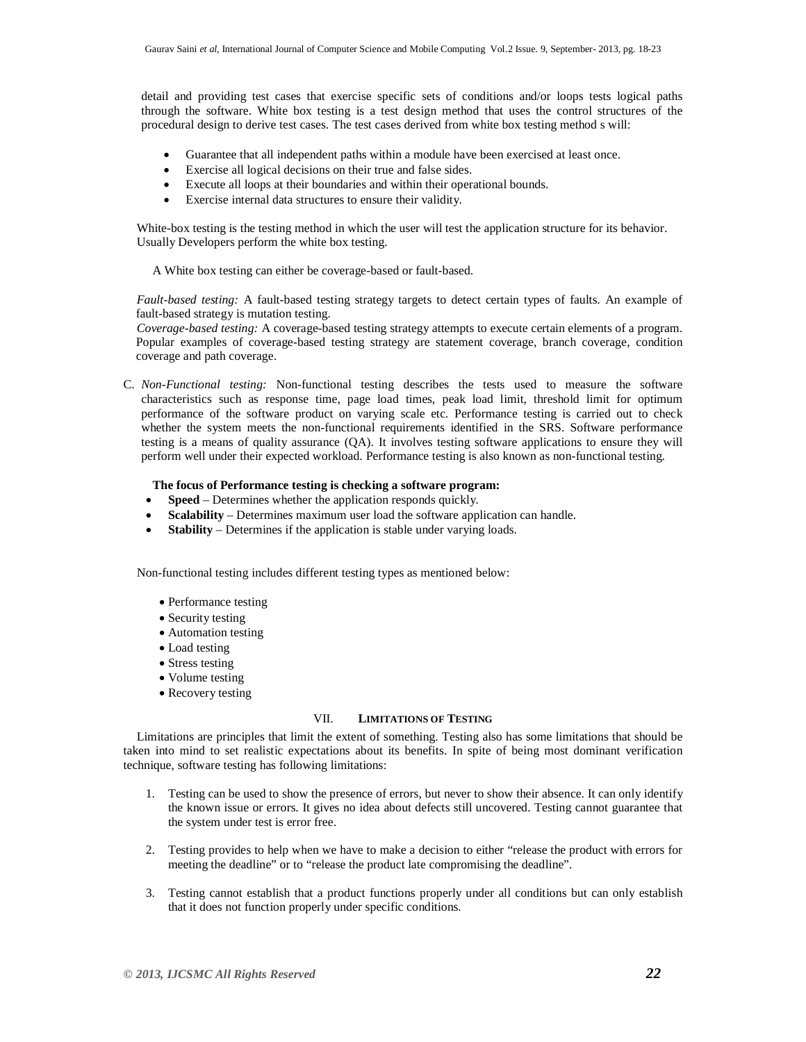detail and providing test cases that exercise specific sets of conditions and/or loops tests logical paths through the software. White box testing is a test design method that uses the control structures of the procedural design to derive test cases. The test cases derived from white box testing method s will:

- Guarantee that all independent paths within a module have been exercised at least once.
- Exercise all logical decisions on their true and false sides.
- Execute all loops at their boundaries and within their operational bounds.
- Exercise internal data structures to ensure their validity.

White-box testing is the testing method in which the user will test the application structure for its behavior. Usually Developers perform the white box testing.

A White box testing can either be coverage-based or fault-based.

*Fault-based testing:* A fault-based testing strategy targets to detect certain types of faults. An example of fault-based strategy is mutation testing.
*Coverage-based testing:* A coverage-based testing strategy attempts to execute certain elements of a program. Popular examples of coverage-based testing strategy are statement coverage, branch coverage, condition coverage and path coverage.

C. *Non-Functional testing:* Non-functional testing describes the tests used to measure the software characteristics such as response time, page load times, peak load limit, threshold limit for optimum performance of the software product on varying scale etc. Performance testing is carried out to check whether the system meets the non-functional requirements identified in the SRS. Software performance testing is a means of quality assurance (QA). It involves testing software applications to ensure they will perform well under their expected workload. Performance testing is also known as non-functional testing.

**The focus of Performance testing is checking a software program:**

- **Speed** – Determines whether the application responds quickly.
- **Scalability** – Determines maximum user load the software application can handle.
- **Stability** – Determines if the application is stable under varying loads.

Non-functional testing includes different testing types as mentioned below:

- Performance testing
- Security testing
- Automation testing
- Load testing
- Stress testing
- Volume testing
- Recovery testing

## VII. LIMITATIONS OF TESTING

Limitations are principles that limit the extent of something. Testing also has some limitations that should be taken into mind to set realistic expectations about its benefits. In spite of being most dominant verification technique, software testing has following limitations:

1. Testing can be used to show the presence of errors, but never to show their absence. It can only identify the known issue or errors. It gives no idea about defects still uncovered. Testing cannot guarantee that the system under test is error free.

2. Testing provides to help when we have to make a decision to either "release the product with errors for meeting the deadline" or to "release the product late compromising the deadline".

3. Testing cannot establish that a product functions properly under all conditions but can only establish that it does not function properly under specific conditions.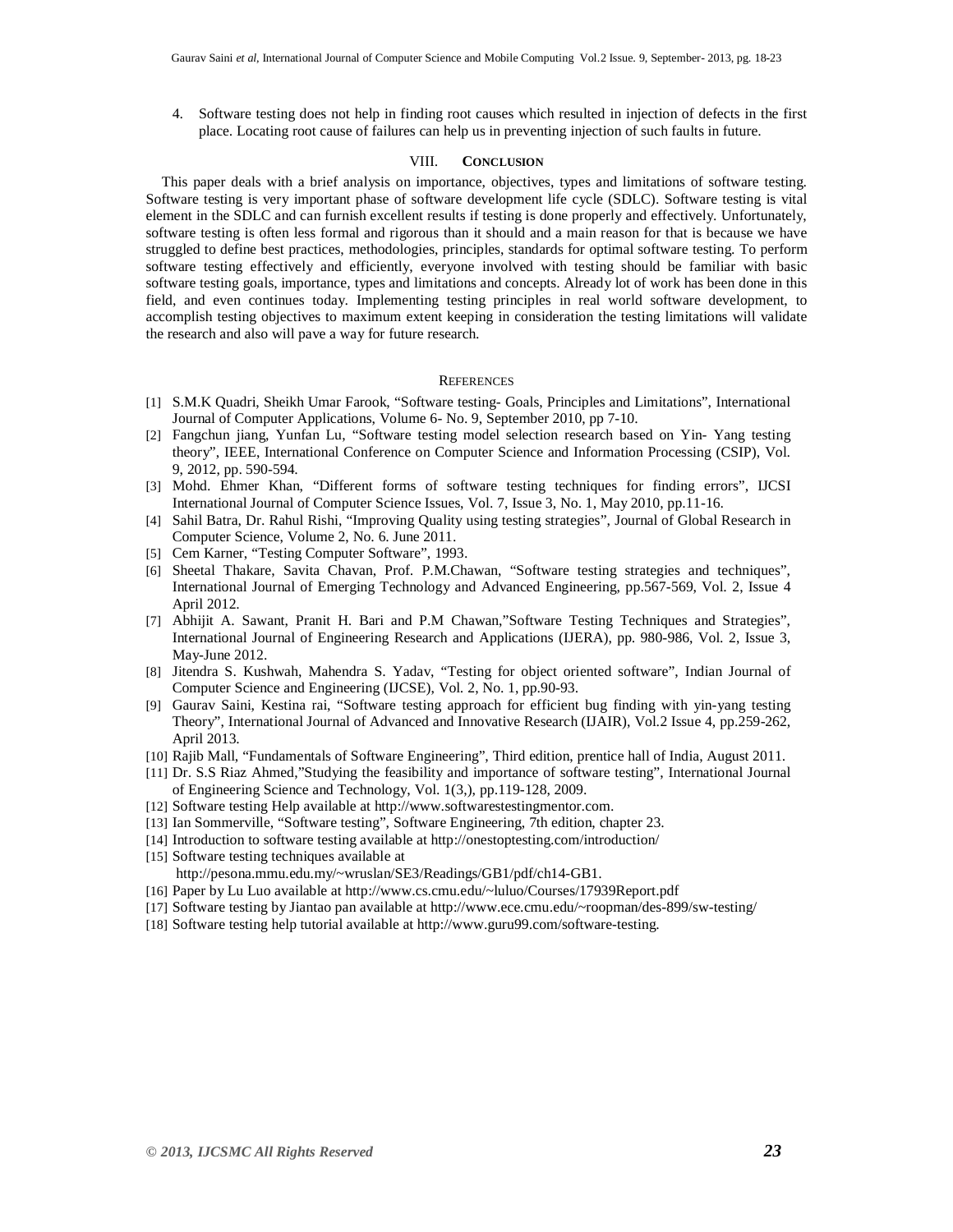4. Software testing does not help in finding root causes which resulted in injection of defects in the first place. Locating root cause of failures can help us in preventing injection of such faults in future.

## VIII. Conclusion

This paper deals with a brief analysis on importance, objectives, types and limitations of software testing. Software testing is very important phase of software development life cycle (SDLC). Software testing is vital element in the SDLC and can furnish excellent results if testing is done properly and effectively. Unfortunately, software testing is often less formal and rigorous than it should and a main reason for that is because we have struggled to define best practices, methodologies, principles, standards for optimal software testing. To perform software testing effectively and efficiently, everyone involved with testing should be familiar with basic software testing goals, importance, types and limitations and concepts. Already lot of work has been done in this field, and even continues today. Implementing testing principles in real world software development, to accomplish testing objectives to maximum extent keeping in consideration the testing limitations will validate the research and also will pave a way for future research.

## References

[1] S.M.K Quadri, Sheikh Umar Farook, "Software testing- Goals, Principles and Limitations", International Journal of Computer Applications, Volume 6- No. 9, September 2010, pp 7-10.

[2] Fangchun jiang, Yunfan Lu, "Software testing model selection research based on Yin- Yang testing theory", IEEE, International Conference on Computer Science and Information Processing (CSIP), Vol. 9, 2012, pp. 590-594.

[3] Mohd. Ehmer Khan, "Different forms of software testing techniques for finding errors", IJCSI International Journal of Computer Science Issues, Vol. 7, Issue 3, No. 1, May 2010, pp.11-16.

[4] Sahil Batra, Dr. Rahul Rishi, "Improving Quality using testing strategies", Journal of Global Research in Computer Science, Volume 2, No. 6. June 2011.

[5] Cem Karner, "Testing Computer Software", 1993.

[6] Sheetal Thakare, Savita Chavan, Prof. P.M.Chawan, "Software testing strategies and techniques", International Journal of Emerging Technology and Advanced Engineering, pp.567-569, Vol. 2, Issue 4 April 2012.

[7] Abhijit A. Sawant, Pranit H. Bari and P.M Chawan,"Software Testing Techniques and Strategies", International Journal of Engineering Research and Applications (IJERA), pp. 980-986, Vol. 2, Issue 3, May-June 2012.

[8] Jitendra S. Kushwah, Mahendra S. Yadav, "Testing for object oriented software", Indian Journal of Computer Science and Engineering (IJCSE), Vol. 2, No. 1, pp.90-93.

[9] Gaurav Saini, Kestina rai, "Software testing approach for efficient bug finding with yin-yang testing Theory", International Journal of Advanced and Innovative Research (IJAIR), Vol.2 Issue 4, pp.259-262, April 2013.

[10] Rajib Mall, "Fundamentals of Software Engineering", Third edition, prentice hall of India, August 2011.

[11] Dr. S.S Riaz Ahmed,"Studying the feasibility and importance of software testing", International Journal of Engineering Science and Technology, Vol. 1(3,), pp.119-128, 2009.

[12] Software testing Help available at http://www.softwarestestingmentor.com.

[13] Ian Sommerville, "Software testing", Software Engineering, 7th edition, chapter 23.

[14] Introduction to software testing available at http://onestoptesting.com/introduction/

[15] Software testing techniques available at http://pesona.mmu.edu.my/~wruslan/SE3/Readings/GB1/pdf/ch14-GB1.

[16] Paper by Lu Luo available at http://www.cs.cmu.edu/~luluo/Courses/17939Report.pdf

[17] Software testing by Jiantao pan available at http://www.ece.cmu.edu/~roopman/des-899/sw-testing/

[18] Software testing help tutorial available at http://www.guru99.com/software-testing.